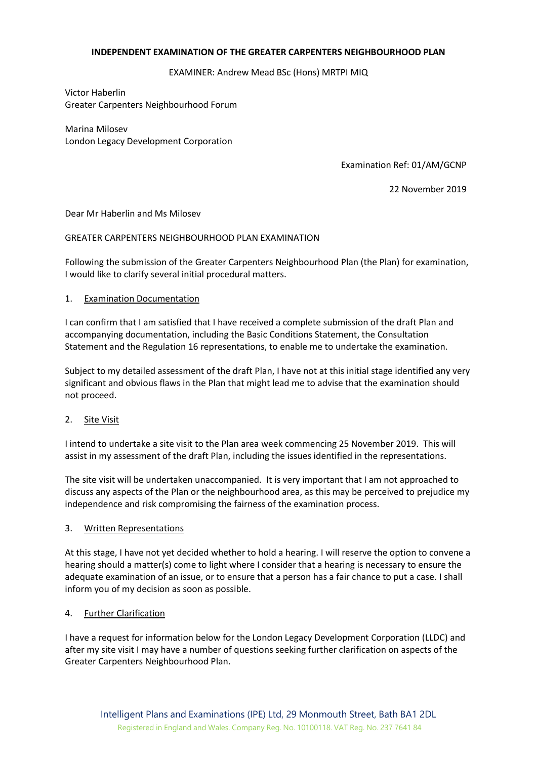**INDEPENDENT EXAMINATION OF THE GREATER CARPENTERS NEIGHBOURHOOD PLAN**

EXAMINER: Andrew Mead BSc (Hons) MRTPI MIQ

Victor Haberlin
Greater Carpenters Neighbourhood Forum

Marina Milosev
London Legacy Development Corporation

Examination Ref: 01/AM/GCNP

22 November 2019

Dear Mr Haberlin and Ms Milosev

GREATER CARPENTERS NEIGHBOURHOOD PLAN EXAMINATION

Following the submission of the Greater Carpenters Neighbourhood Plan (the Plan) for examination, I would like to clarify several initial procedural matters.

1. Examination Documentation

I can confirm that I am satisfied that I have received a complete submission of the draft Plan and accompanying documentation, including the Basic Conditions Statement, the Consultation Statement and the Regulation 16 representations, to enable me to undertake the examination.

Subject to my detailed assessment of the draft Plan, I have not at this initial stage identified any very significant and obvious flaws in the Plan that might lead me to advise that the examination should not proceed.

2. Site Visit

I intend to undertake a site visit to the Plan area week commencing 25 November 2019. This will assist in my assessment of the draft Plan, including the issues identified in the representations.

The site visit will be undertaken unaccompanied. It is very important that I am not approached to discuss any aspects of the Plan or the neighbourhood area, as this may be perceived to prejudice my independence and risk compromising the fairness of the examination process.

3. Written Representations

At this stage, I have not yet decided whether to hold a hearing. I will reserve the option to convene a hearing should a matter(s) come to light where I consider that a hearing is necessary to ensure the adequate examination of an issue, or to ensure that a person has a fair chance to put a case. I shall inform you of my decision as soon as possible.

4. Further Clarification

I have a request for information below for the London Legacy Development Corporation (LLDC) and after my site visit I may have a number of questions seeking further clarification on aspects of the Greater Carpenters Neighbourhood Plan.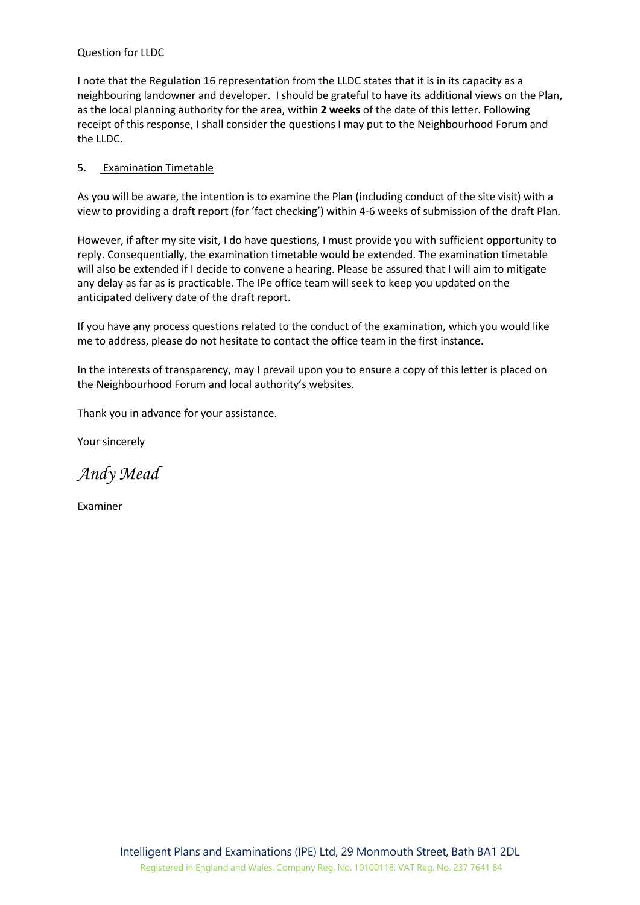Question for LLDC

I note that the Regulation 16 representation from the LLDC states that it is in its capacity as a neighbouring landowner and developer. I should be grateful to have its additional views on the Plan, as the local planning authority for the area, within **2 weeks** of the date of this letter. Following receipt of this response, I shall consider the questions I may put to the Neighbourhood Forum and the LLDC.

5. <u>Examination Timetable</u>

As you will be aware, the intention is to examine the Plan (including conduct of the site visit) with a view to providing a draft report (for 'fact checking') within 4-6 weeks of submission of the draft Plan.

However, if after my site visit, I do have questions, I must provide you with sufficient opportunity to reply. Consequentially, the examination timetable would be extended. The examination timetable will also be extended if I decide to convene a hearing. Please be assured that I will aim to mitigate any delay as far as is practicable. The IPe office team will seek to keep you updated on the anticipated delivery date of the draft report.

If you have any process questions related to the conduct of the examination, which you would like me to address, please do not hesitate to contact the office team in the first instance.

In the interests of transparency, may I prevail upon you to ensure a copy of this letter is placed on the Neighbourhood Forum and local authority's websites.

Thank you in advance for your assistance.

Your sincerely

*Andy Mead*

Examiner